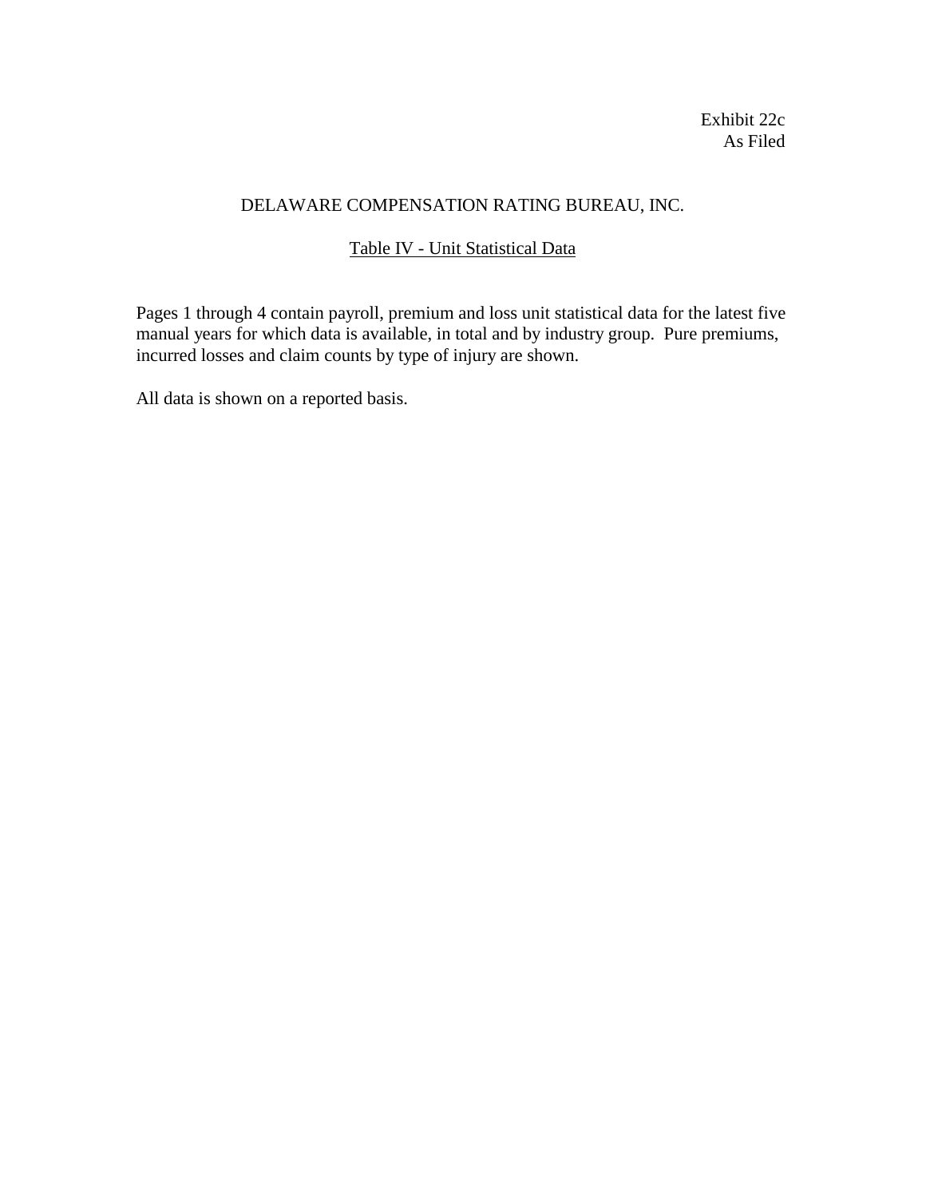Exhibit 22c
As Filed

# DELAWARE COMPENSATION RATING BUREAU, INC.

## Table IV - Unit Statistical Data

Pages 1 through 4 contain payroll, premium and loss unit statistical data for the latest five manual years for which data is available, in total and by industry group. Pure premiums, incurred losses and claim counts by type of injury are shown.

All data is shown on a reported basis.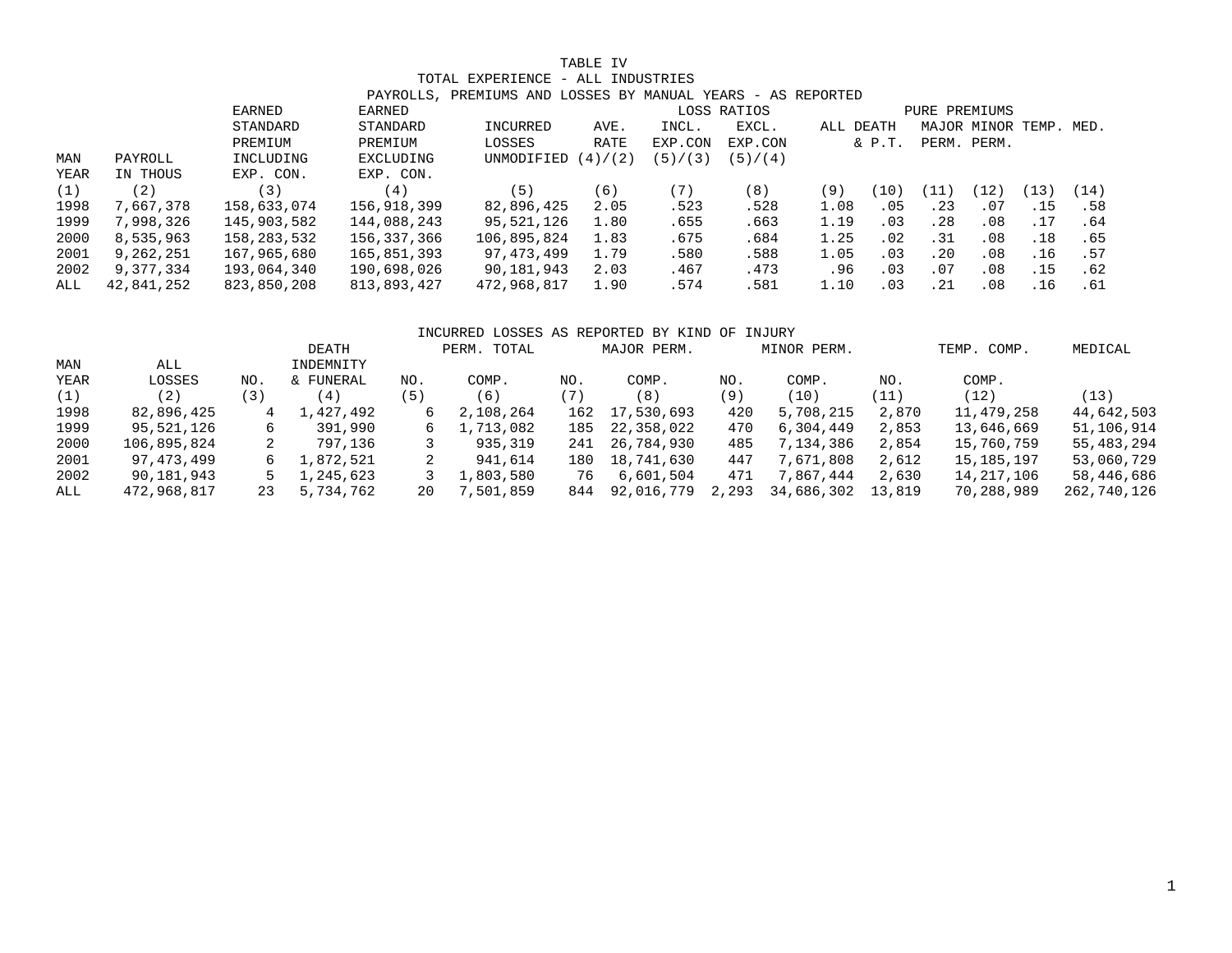# TABLE IV

## TOTAL EXPERIENCE - ALL INDUSTRIES

### PAYROLLS, PREMIUMS AND LOSSES BY MANUAL YEARS - AS REPORTED

| MAN YEAR | PAYROLL IN THOUS | EARNED STANDARD PREMIUM INCLUDING EXP. CON. | EARNED STANDARD PREMIUM EXCLUDING EXP. CON. | INCURRED LOSSES UNMODIFIED | AVE. RATE (4)/(2) | LOSS RATIOS INCL. EXP.CON (5)/(3) | LOSS RATIOS EXCL. EXP.CON (5)/(4) | PURE PREMIUMS ALL | DEATH & P.T. | MAJOR PERM. | MINOR PERM. | TEMP. | MED. |
|---|---|---|---|---|---|---|---|---|---|---|---|---|---|
| (1) | (2) | (3) | (4) | (5) | (6) | (7) | (8) | (9) | (10) | (11) | (12) | (13) | (14) |
| 1998 | 7,667,378 | 158,633,074 | 156,918,399 | 82,896,425 | 2.05 | .523 | .528 | 1.08 | .05 | .23 | .07 | .15 | .58 |
| 1999 | 7,998,326 | 145,903,582 | 144,088,243 | 95,521,126 | 1.80 | .655 | .663 | 1.19 | .03 | .28 | .08 | .17 | .64 |
| 2000 | 8,535,963 | 158,283,532 | 156,337,366 | 106,895,824 | 1.83 | .675 | .684 | 1.25 | .02 | .31 | .08 | .18 | .65 |
| 2001 | 9,262,251 | 167,965,680 | 165,851,393 | 97,473,499 | 1.79 | .580 | .588 | 1.05 | .03 | .20 | .08 | .16 | .57 |
| 2002 | 9,377,334 | 193,064,340 | 190,698,026 | 90,181,943 | 2.03 | .467 | .473 | .96 | .03 | .07 | .08 | .15 | .62 |
| ALL | 42,841,252 | 823,850,208 | 813,893,427 | 472,968,817 | 1.90 | .574 | .581 | 1.10 | .03 | .21 | .08 | .16 | .61 |

### INCURRED LOSSES AS REPORTED BY KIND OF INJURY

| MAN YEAR | ALL LOSSES | DEATH NO. | DEATH INDEMNITY & FUNERAL | PERM. TOTAL NO. | PERM. TOTAL COMP. | MAJOR PERM. NO. | MAJOR PERM. COMP. | MINOR PERM. NO. | MINOR PERM. COMP. | TEMP. COMP. NO. | TEMP. COMP. COMP. | MEDICAL |
|---|---|---|---|---|---|---|---|---|---|---|---|---|
| (1) | (2) | (3) | (4) | (5) | (6) | (7) | (8) | (9) | (10) | (11) | (12) | (13) |
| 1998 | 82,896,425 | 4 | 1,427,492 | 6 | 2,108,264 | 162 | 17,530,693 | 420 | 5,708,215 | 2,870 | 11,479,258 | 44,642,503 |
| 1999 | 95,521,126 | 6 | 391,990 | 6 | 1,713,082 | 185 | 22,358,022 | 470 | 6,304,449 | 2,853 | 13,646,669 | 51,106,914 |
| 2000 | 106,895,824 | 2 | 797,136 | 3 | 935,319 | 241 | 26,784,930 | 485 | 7,134,386 | 2,854 | 15,760,759 | 55,483,294 |
| 2001 | 97,473,499 | 6 | 1,872,521 | 2 | 941,614 | 180 | 18,741,630 | 447 | 7,671,808 | 2,612 | 15,185,197 | 53,060,729 |
| 2002 | 90,181,943 | 5 | 1,245,623 | 3 | 1,803,580 | 76 | 6,601,504 | 471 | 7,867,444 | 2,630 | 14,217,106 | 58,446,686 |
| ALL | 472,968,817 | 23 | 5,734,762 | 20 | 7,501,859 | 844 | 92,016,779 | 2,293 | 34,686,302 | 13,819 | 70,288,989 | 262,740,126 |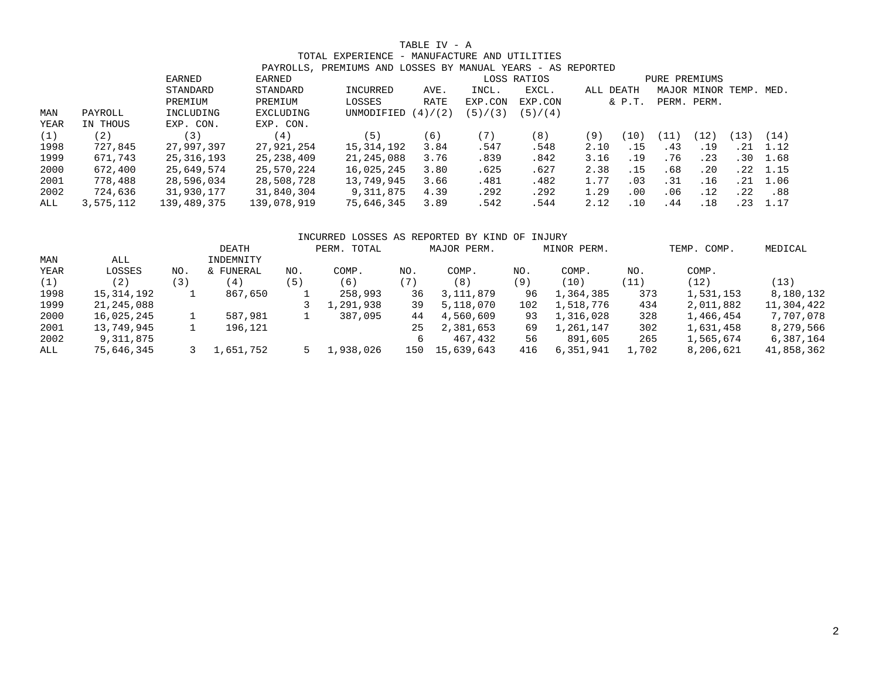# TABLE IV - A

## TOTAL EXPERIENCE - MANUFACTURE AND UTILITIES

### PAYROLLS, PREMIUMS AND LOSSES BY MANUAL YEARS - AS REPORTED

| MAN YEAR | PAYROLL IN THOUS | EARNED STANDARD PREMIUM INCLUDING EXP. CON. | EARNED STANDARD PREMIUM EXCLUDING EXP. CON. | INCURRED LOSSES UNMODIFIED | AVE. RATE (4)/(2) | LOSS RATIOS | | PURE PREMIUMS | | | | | |
|---|---|---|---|---|---|---|---|---|---|---|---|---|---|
| | | | | | | INCL. EXP.CON (5)/(3) | EXCL. EXP.CON (5)/(4) | ALL | DEATH & P.T. | MAJOR PERM. | MINOR PERM. | TEMP. | MED. |
| (1) | (2) | (3) | (4) | (5) | (6) | (7) | (8) | (9) | (10) | (11) | (12) | (13) | (14) |
| 1998 | 727,845 | 27,997,397 | 27,921,254 | 15,314,192 | 3.84 | .547 | .548 | 2.10 | .15 | .43 | .19 | .21 | 1.12 |
| 1999 | 671,743 | 25,316,193 | 25,238,409 | 21,245,088 | 3.76 | .839 | .842 | 3.16 | .19 | .76 | .23 | .30 | 1.68 |
| 2000 | 672,400 | 25,649,574 | 25,570,224 | 16,025,245 | 3.80 | .625 | .627 | 2.38 | .15 | .68 | .20 | .22 | 1.15 |
| 2001 | 778,488 | 28,596,034 | 28,508,728 | 13,749,945 | 3.66 | .481 | .482 | 1.77 | .03 | .31 | .16 | .21 | 1.06 |
| 2002 | 724,636 | 31,930,177 | 31,840,304 | 9,311,875 | 4.39 | .292 | .292 | 1.29 | .00 | .06 | .12 | .22 | .88 |
| ALL | 3,575,112 | 139,489,375 | 139,078,919 | 75,646,345 | 3.89 | .542 | .544 | 2.12 | .10 | .44 | .18 | .23 | 1.17 |

### INCURRED LOSSES AS REPORTED BY KIND OF INJURY

| MAN YEAR | ALL LOSSES | DEATH | | PERM. TOTAL | | MAJOR PERM. | | MINOR PERM. | | TEMP. COMP. | | MEDICAL |
|---|---|---|---|---|---|---|---|---|---|---|---|---|
| | | NO. | INDEMNITY & FUNERAL | NO. | COMP. | NO. | COMP. | NO. | COMP. | NO. | COMP. | |
| (1) | (2) | (3) | (4) | (5) | (6) | (7) | (8) | (9) | (10) | (11) | (12) | (13) |
| 1998 | 15,314,192 | 1 | 867,650 | 1 | 258,993 | 36 | 3,111,879 | 96 | 1,364,385 | 373 | 1,531,153 | 8,180,132 |
| 1999 | 21,245,088 | | | 3 | 1,291,938 | 39 | 5,118,070 | 102 | 1,518,776 | 434 | 2,011,882 | 11,304,422 |
| 2000 | 16,025,245 | 1 | 587,981 | 1 | 387,095 | 44 | 4,560,609 | 93 | 1,316,028 | 328 | 1,466,454 | 7,707,078 |
| 2001 | 13,749,945 | 1 | 196,121 | | | 25 | 2,381,653 | 69 | 1,261,147 | 302 | 1,631,458 | 8,279,566 |
| 2002 | 9,311,875 | | | | | 6 | 467,432 | 56 | 891,605 | 265 | 1,565,674 | 6,387,164 |
| ALL | 75,646,345 | 3 | 1,651,752 | 5 | 1,938,026 | 150 | 15,639,643 | 416 | 6,351,941 | 1,702 | 8,206,621 | 41,858,362 |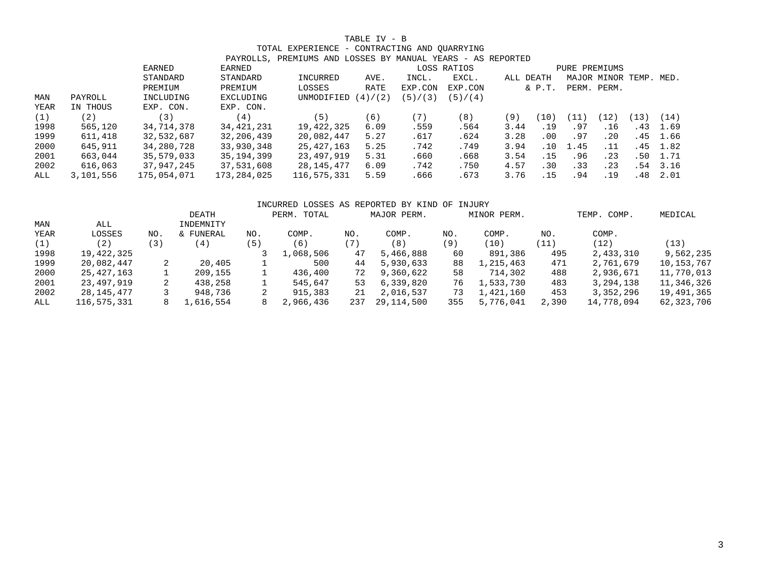# TABLE IV - B

## TOTAL EXPERIENCE - CONTRACTING AND QUARRYING

### PAYROLLS, PREMIUMS AND LOSSES BY MANUAL YEARS - AS REPORTED

| MAN YEAR (1) | PAYROLL IN THOUS (2) | EARNED STANDARD PREMIUM INCLUDING EXP. CON. (3) | EARNED STANDARD PREMIUM EXCLUDING EXP. CON. (4) | INCURRED LOSSES UNMODIFIED (5) | AVE. RATE (4)/(2) (6) | LOSS RATIOS INCL. EXP.CON (5)/(3) (7) | LOSS RATIOS EXCL. EXP.CON (5)/(4) (8) | PURE PREMIUMS ALL (9) | PURE PREMIUMS DEATH & P.T. (10) | PURE PREMIUMS MAJOR PERM. (11) | PURE PREMIUMS MINOR PERM. (12) | PURE PREMIUMS TEMP. (13) | PURE PREMIUMS MED. (14) |
|---|---|---|---|---|---|---|---|---|---|---|---|---|---|
| 1998 | 565,120 | 34,714,378 | 34,421,231 | 19,422,325 | 6.09 | .559 | .564 | 3.44 | .19 | .97 | .16 | .43 | 1.69 |
| 1999 | 611,418 | 32,532,687 | 32,206,439 | 20,082,447 | 5.27 | .617 | .624 | 3.28 | .00 | .97 | .20 | .45 | 1.66 |
| 2000 | 645,911 | 34,280,728 | 33,930,348 | 25,427,163 | 5.25 | .742 | .749 | 3.94 | .10 | 1.45 | .11 | .45 | 1.82 |
| 2001 | 663,044 | 35,579,033 | 35,194,399 | 23,497,919 | 5.31 | .660 | .668 | 3.54 | .15 | .96 | .23 | .50 | 1.71 |
| 2002 | 616,063 | 37,947,245 | 37,531,608 | 28,145,477 | 6.09 | .742 | .750 | 4.57 | .30 | .33 | .23 | .54 | 3.16 |
| ALL | 3,101,556 | 175,054,071 | 173,284,025 | 116,575,331 | 5.59 | .666 | .673 | 3.76 | .15 | .94 | .19 | .48 | 2.01 |

### INCURRED LOSSES AS REPORTED BY KIND OF INJURY

| MAN YEAR (1) | ALL LOSSES (2) | DEATH NO. (3) | DEATH INDEMNITY & FUNERAL (4) | PERM. TOTAL NO. (5) | PERM. TOTAL COMP. (6) | MAJOR PERM. NO. (7) | MAJOR PERM. COMP. (8) | MINOR PERM. NO. (9) | MINOR PERM. COMP. (10) | TEMP. COMP. NO. (11) | TEMP. COMP. COMP. (12) | MEDICAL (13) |
|---|---|---|---|---|---|---|---|---|---|---|---|---|
| 1998 | 19,422,325 | | | 3 | 1,068,506 | 47 | 5,466,888 | 60 | 891,386 | 495 | 2,433,310 | 9,562,235 |
| 1999 | 20,082,447 | 2 | 20,405 | 1 | 500 | 44 | 5,930,633 | 88 | 1,215,463 | 471 | 2,761,679 | 10,153,767 |
| 2000 | 25,427,163 | 1 | 209,155 | 1 | 436,400 | 72 | 9,360,622 | 58 | 714,302 | 488 | 2,936,671 | 11,770,013 |
| 2001 | 23,497,919 | 2 | 438,258 | 1 | 545,647 | 53 | 6,339,820 | 76 | 1,533,730 | 483 | 3,294,138 | 11,346,326 |
| 2002 | 28,145,477 | 3 | 948,736 | 2 | 915,383 | 21 | 2,016,537 | 73 | 1,421,160 | 453 | 3,352,296 | 19,491,365 |
| ALL | 116,575,331 | 8 | 1,616,554 | 8 | 2,966,436 | 237 | 29,114,500 | 355 | 5,776,041 | 2,390 | 14,778,094 | 62,323,706 |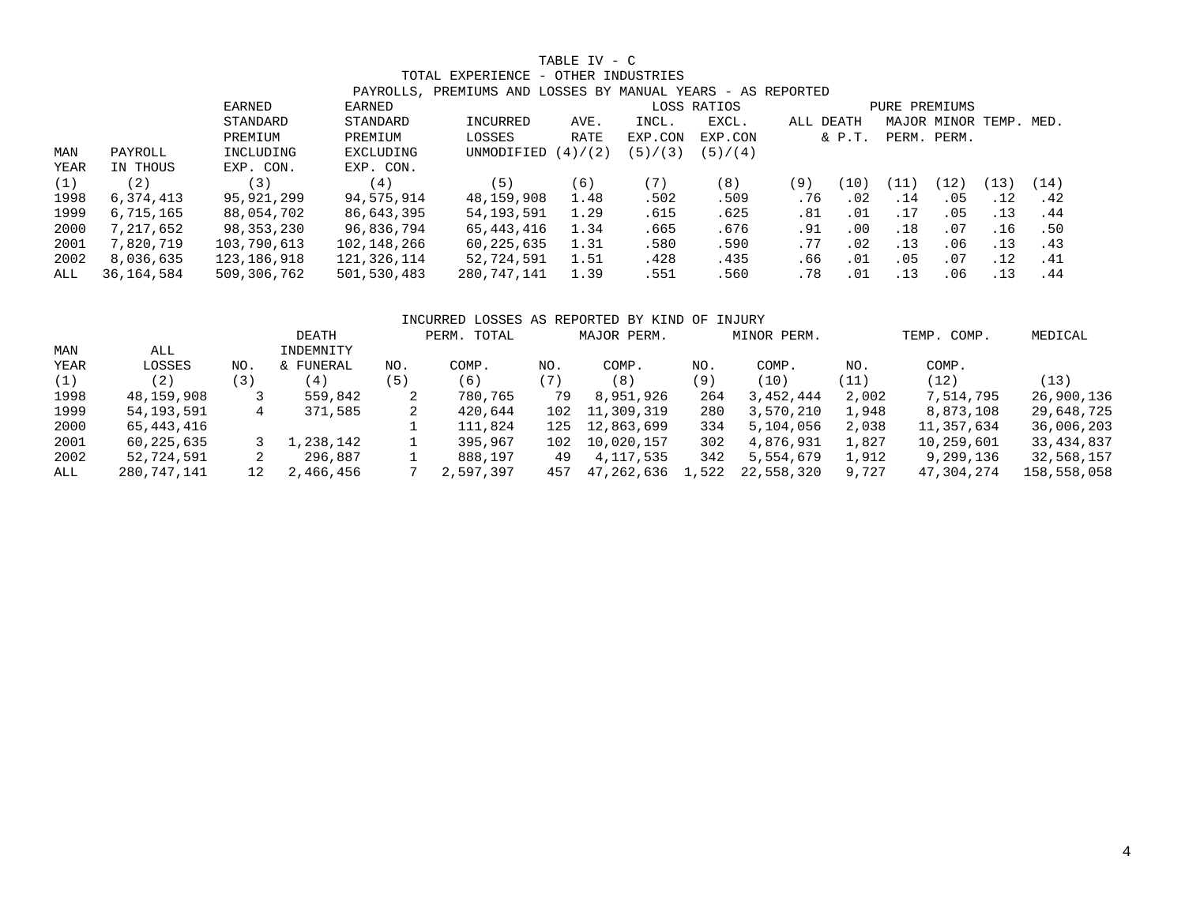# TABLE IV - C

## TOTAL EXPERIENCE - OTHER INDUSTRIES

### PAYROLLS, PREMIUMS AND LOSSES BY MANUAL YEARS - AS REPORTED

| | | | | | | LOSS RATIOS | | PURE PREMIUMS | | | | | |
|---|---|---|---|---|---|---|---|---|---|---|---|---|---|
| MAN YEAR | PAYROLL IN THOUS | EARNED STANDARD PREMIUM INCLUDING EXP. CON. | EARNED STANDARD PREMIUM EXCLUDING EXP. CON. | INCURRED LOSSES UNMODIFIED | AVE. RATE (4)/(2) | INCL. EXP.CON (5)/(3) | EXCL. EXP.CON (5)/(4) | ALL | DEATH & P.T. | MAJOR PERM. | MINOR PERM. | TEMP. | MED. |
| (1) | (2) | (3) | (4) | (5) | (6) | (7) | (8) | (9) | (10) | (11) | (12) | (13) | (14) |
| 1998 | 6,374,413 | 95,921,299 | 94,575,914 | 48,159,908 | 1.48 | .502 | .509 | .76 | .02 | .14 | .05 | .12 | .42 |
| 1999 | 6,715,165 | 88,054,702 | 86,643,395 | 54,193,591 | 1.29 | .615 | .625 | .81 | .01 | .17 | .05 | .13 | .44 |
| 2000 | 7,217,652 | 98,353,230 | 96,836,794 | 65,443,416 | 1.34 | .665 | .676 | .91 | .00 | .18 | .07 | .16 | .50 |
| 2001 | 7,820,719 | 103,790,613 | 102,148,266 | 60,225,635 | 1.31 | .580 | .590 | .77 | .02 | .13 | .06 | .13 | .43 |
| 2002 | 8,036,635 | 123,186,918 | 121,326,114 | 52,724,591 | 1.51 | .428 | .435 | .66 | .01 | .05 | .07 | .12 | .41 |
| ALL | 36,164,584 | 509,306,762 | 501,530,483 | 280,747,141 | 1.39 | .551 | .560 | .78 | .01 | .13 | .06 | .13 | .44 |

### INCURRED LOSSES AS REPORTED BY KIND OF INJURY

| | | DEATH | | PERM. TOTAL | | MAJOR PERM. | | MINOR PERM. | | TEMP. COMP. | | MEDICAL |
|---|---|---|---|---|---|---|---|---|---|---|---|---|
| MAN YEAR | ALL LOSSES | NO. | INDEMNITY & FUNERAL | NO. | COMP. | NO. | COMP. | NO. | COMP. | NO. | COMP. | |
| (1) | (2) | (3) | (4) | (5) | (6) | (7) | (8) | (9) | (10) | (11) | (12) | (13) |
| 1998 | 48,159,908 | 3 | 559,842 | 2 | 780,765 | 79 | 8,951,926 | 264 | 3,452,444 | 2,002 | 7,514,795 | 26,900,136 |
| 1999 | 54,193,591 | 4 | 371,585 | 2 | 420,644 | 102 | 11,309,319 | 280 | 3,570,210 | 1,948 | 8,873,108 | 29,648,725 |
| 2000 | 65,443,416 | | | 1 | 111,824 | 125 | 12,863,699 | 334 | 5,104,056 | 2,038 | 11,357,634 | 36,006,203 |
| 2001 | 60,225,635 | 3 | 1,238,142 | 1 | 395,967 | 102 | 10,020,157 | 302 | 4,876,931 | 1,827 | 10,259,601 | 33,434,837 |
| 2002 | 52,724,591 | 2 | 296,887 | 1 | 888,197 | 49 | 4,117,535 | 342 | 5,554,679 | 1,912 | 9,299,136 | 32,568,157 |
| ALL | 280,747,141 | 12 | 2,466,456 | 7 | 2,597,397 | 457 | 47,262,636 | 1,522 | 22,558,320 | 9,727 | 47,304,274 | 158,558,058 |